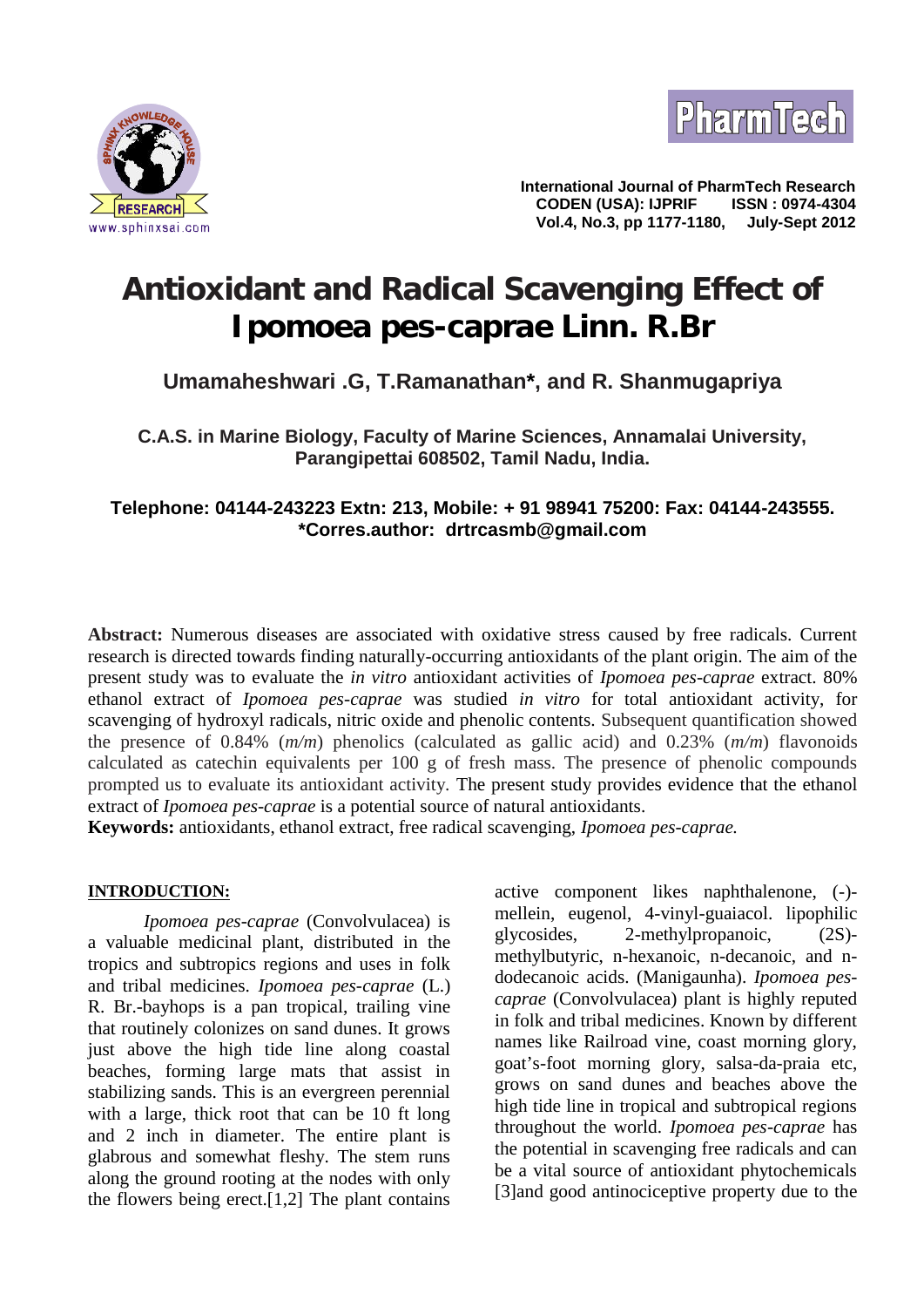# Antioxidant and Radical Scavenging Effect of Ipomoea pes-caprae Linn. R.Br

**Umamaheshwari .G, T.Ramanathan*, and R. Shanmugapriya**

**C.A.S. in Marine Biology, Faculty of Marine Sciences, Annamalai University, Parangipettai 608502, Tamil Nadu, India.**

**Telephone: 04144-243223 Extn: 213, Mobile: + 91 98941 75200: Fax: 04144-243555.**
**\*Corres.author: drtrcasmb@gmail.com**

**Abstract:** Numerous diseases are associated with oxidative stress caused by free radicals. Current research is directed towards finding naturally-occurring antioxidants of the plant origin. The aim of the present study was to evaluate the *in vitro* antioxidant activities of *Ipomoea pes-caprae* extract. 80% ethanol extract of *Ipomoea pes-caprae* was studied *in vitro* for total antioxidant activity, for scavenging of hydroxyl radicals, nitric oxide and phenolic contents. Subsequent quantification showed the presence of 0.84% (*m/m*) phenolics (calculated as gallic acid) and 0.23% (*m/m*) flavonoids calculated as catechin equivalents per 100 g of fresh mass. The presence of phenolic compounds prompted us to evaluate its antioxidant activity. The present study provides evidence that the ethanol extract of *Ipomoea pes-caprae* is a potential source of natural antioxidants.

**Keywords:** antioxidants, ethanol extract, free radical scavenging, *Ipomoea pes-caprae.*

## INTRODUCTION:

*Ipomoea pes-caprae* (Convolvulacea) is a valuable medicinal plant, distributed in the tropics and subtropics regions and uses in folk and tribal medicines. *Ipomoea pes-caprae* (L.) R. Br.-bayhops is a pan tropical, trailing vine that routinely colonizes on sand dunes. It grows just above the high tide line along coastal beaches, forming large mats that assist in stabilizing sands. This is an evergreen perennial with a large, thick root that can be 10 ft long and 2 inch in diameter. The entire plant is glabrous and somewhat fleshy. The stem runs along the ground rooting at the nodes with only the flowers being erect.[1,2] The plant contains active component likes naphthalenone, (-)-mellein, eugenol, 4-vinyl-guaiacol. lipophilic glycosides, 2-methylpropanoic, (2S)-methylbutyric, n-hexanoic, n-decanoic, and n-dodecanoic acids. (Manigaunha). *Ipomoea pes-caprae* (Convolvulacea) plant is highly reputed in folk and tribal medicines. Known by different names like Railroad vine, coast morning glory, goat's-foot morning glory, salsa-da-praia etc, grows on sand dunes and beaches above the high tide line in tropical and subtropical regions throughout the world. *Ipomoea pes-caprae* has the potential in scavenging free radicals and can be a vital source of antioxidant phytochemicals [3]and good antinociceptive property due to the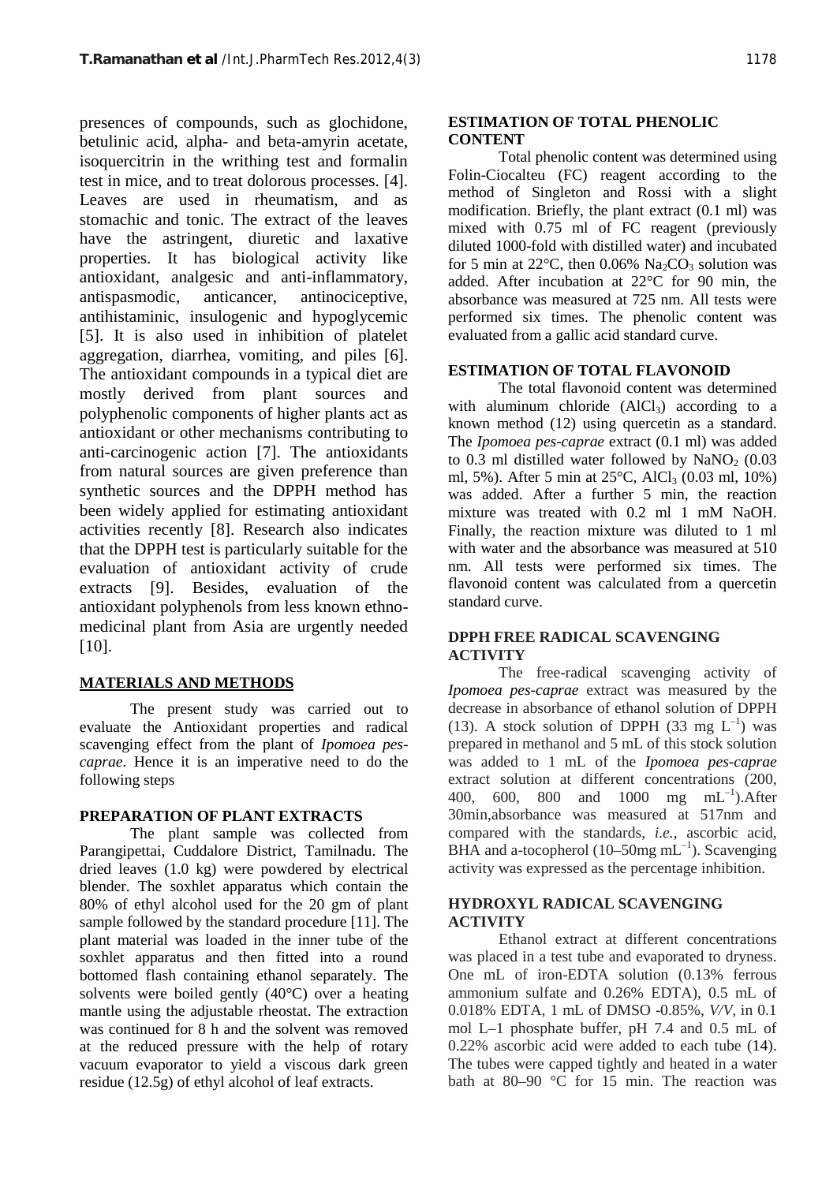presences of compounds, such as glochidone, betulinic acid, alpha- and beta-amyrin acetate, isoquercitrin in the writhing test and formalin test in mice, and to treat dolorous processes. [4]. Leaves are used in rheumatism, and as stomachic and tonic. The extract of the leaves have the astringent, diuretic and laxative properties. It has biological activity like antioxidant, analgesic and anti-inflammatory, antispasmodic, anticancer, antinociceptive, antihistaminic, insulogenic and hypoglycemic [5]. It is also used in inhibition of platelet aggregation, diarrhea, vomiting, and piles [6]. The antioxidant compounds in a typical diet are mostly derived from plant sources and polyphenolic components of higher plants act as antioxidant or other mechanisms contributing to anti-carcinogenic action [7]. The antioxidants from natural sources are given preference than synthetic sources and the DPPH method has been widely applied for estimating antioxidant activities recently [8]. Research also indicates that the DPPH test is particularly suitable for the evaluation of antioxidant activity of crude extracts [9]. Besides, evaluation of the antioxidant polyphenols from less known ethno-medicinal plant from Asia are urgently needed [10].

## MATERIALS AND METHODS

The present study was carried out to evaluate the Antioxidant properties and radical scavenging effect from the plant of *Ipomoea pes-caprae*. Hence it is an imperative need to do the following steps

### PREPARATION OF PLANT EXTRACTS

The plant sample was collected from Parangipettai, Cuddalore District, Tamilnadu. The dried leaves (1.0 kg) were powdered by electrical blender. The soxhlet apparatus which contain the 80% of ethyl alcohol used for the 20 gm of plant sample followed by the standard procedure [11]. The plant material was loaded in the inner tube of the soxhlet apparatus and then fitted into a round bottomed flash containing ethanol separately. The solvents were boiled gently (40°C) over a heating mantle using the adjustable rheostat. The extraction was continued for 8 h and the solvent was removed at the reduced pressure with the help of rotary vacuum evaporator to yield a viscous dark green residue (12.5g) of ethyl alcohol of leaf extracts.

### ESTIMATION OF TOTAL PHENOLIC CONTENT

Total phenolic content was determined using Folin-Ciocalteu (FC) reagent according to the method of Singleton and Rossi with a slight modification. Briefly, the plant extract (0.1 ml) was mixed with 0.75 ml of FC reagent (previously diluted 1000-fold with distilled water) and incubated for 5 min at 22°C, then 0.06% $Na_2CO_3$ solution was added. After incubation at 22°C for 90 min, the absorbance was measured at 725 nm. All tests were performed six times. The phenolic content was evaluated from a gallic acid standard curve.

### ESTIMATION OF TOTAL FLAVONOID

The total flavonoid content was determined with aluminum chloride ($AlCl_3$) according to a known method (12) using quercetin as a standard. The *Ipomoea pes-caprae* extract (0.1 ml) was added to 0.3 ml distilled water followed by $NaNO_2$ (0.03 ml, 5%). After 5 min at 25°C, $AlCl_3$ (0.03 ml, 10%) was added. After a further 5 min, the reaction mixture was treated with 0.2 ml 1 mM NaOH. Finally, the reaction mixture was diluted to 1 ml with water and the absorbance was measured at 510 nm. All tests were performed six times. The flavonoid content was calculated from a quercetin standard curve.

### DPPH FREE RADICAL SCAVENGING ACTIVITY

The free-radical scavenging activity of *Ipomoea pes-caprae* extract was measured by the decrease in absorbance of ethanol solution of DPPH (13). A stock solution of DPPH (33 mg $L^{-1}$) was prepared in methanol and 5 mL of this stock solution was added to 1 mL of the *Ipomoea pes-caprae* extract solution at different concentrations (200, 400, 600, 800 and 1000 mg $mL^{-1}$).After 30min,absorbance was measured at 517nm and compared with the standards, *i.e.*, ascorbic acid, BHA and a-tocopherol (10–50mg $mL^{-1}$). Scavenging activity was expressed as the percentage inhibition.

### HYDROXYL RADICAL SCAVENGING ACTIVITY

Ethanol extract at different concentrations was placed in a test tube and evaporated to dryness. One mL of iron-EDTA solution (0.13% ferrous ammonium sulfate and 0.26% EDTA), 0.5 mL of 0.018% EDTA, 1 mL of DMSO -0.85%, *V/V*, in 0.1 mol L–1 phosphate buffer, pH 7.4 and 0.5 mL of 0.22% ascorbic acid were added to each tube (14). The tubes were capped tightly and heated in a water bath at 80–90 °C for 15 min. The reaction was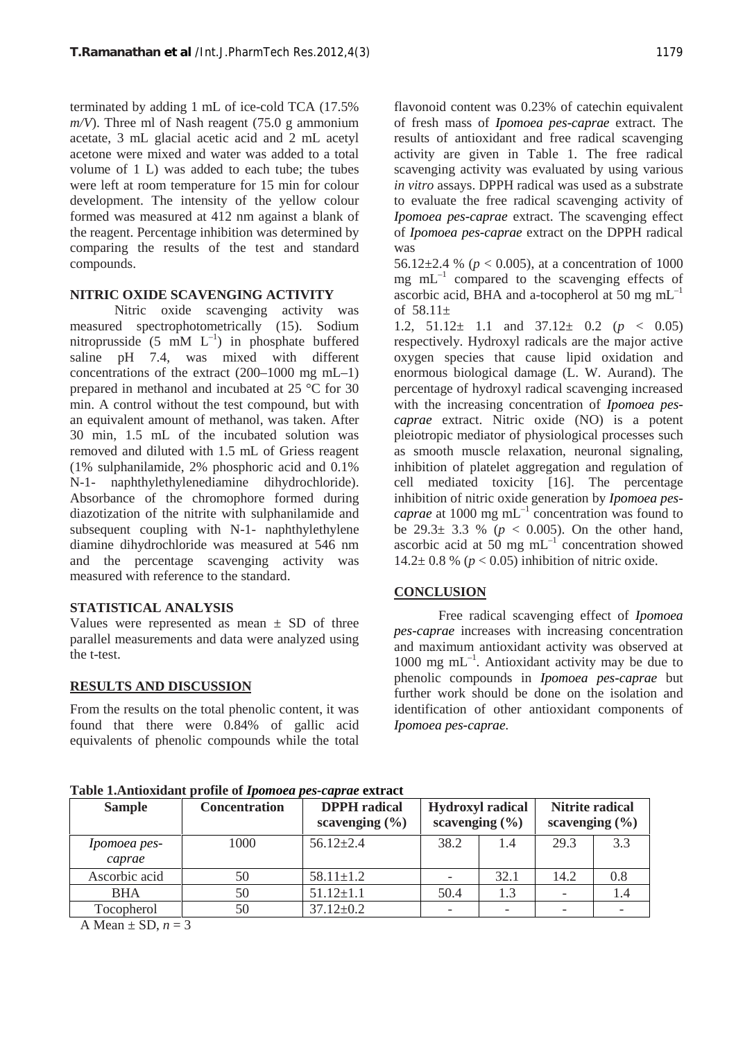terminated by adding 1 mL of ice-cold TCA (17.5% *m/V*). Three ml of Nash reagent (75.0 g ammonium acetate, 3 mL glacial acetic acid and 2 mL acetyl acetone were mixed and water was added to a total volume of 1 L) was added to each tube; the tubes were left at room temperature for 15 min for colour development. The intensity of the yellow colour formed was measured at 412 nm against a blank of the reagent. Percentage inhibition was determined by comparing the results of the test and standard compounds.

## NITRIC OXIDE SCAVENGING ACTIVITY

Nitric oxide scavenging activity was measured spectrophotometrically (15). Sodium nitroprusside (5 mM $L^{-1}$) in phosphate buffered saline pH 7.4, was mixed with different concentrations of the extract (200–1000 mg mL–1) prepared in methanol and incubated at 25 °C for 30 min. A control without the test compound, but with an equivalent amount of methanol, was taken. After 30 min, 1.5 mL of the incubated solution was removed and diluted with 1.5 mL of Griess reagent (1% sulphanilamide, 2% phosphoric acid and 0.1% N-1- naphthylethylenediamine dihydrochloride). Absorbance of the chromophore formed during diazotization of the nitrite with sulphanilamide and subsequent coupling with N-1- naphthylethylene diamine dihydrochloride was measured at 546 nm and the percentage scavenging activity was measured with reference to the standard.

## STATISTICAL ANALYSIS

Values were represented as mean ± SD of three parallel measurements and data were analyzed using the t-test.

## RESULTS AND DISCUSSION

From the results on the total phenolic content, it was found that there were 0.84% of gallic acid equivalents of phenolic compounds while the total flavonoid content was 0.23% of catechin equivalent of fresh mass of *Ipomoea pes-caprae* extract. The results of antioxidant and free radical scavenging activity are given in Table 1. The free radical scavenging activity was evaluated by using various *in vitro* assays. DPPH radical was used as a substrate to evaluate the free radical scavenging activity of *Ipomoea pes-caprae* extract. The scavenging effect of *Ipomoea pes-caprae* extract on the DPPH radical was 56.12±2.4 % ($p < 0.005$), at a concentration of 1000 mg $mL^{-1}$ compared to the scavenging effects of ascorbic acid, BHA and a-tocopherol at 50 mg $mL^{-1}$ of 58.11± 1.2, 51.12± 1.1 and 37.12± 0.2 ($p < 0.05$) respectively. Hydroxyl radicals are the major active oxygen species that cause lipid oxidation and enormous biological damage (L. W. Aurand). The percentage of hydroxyl radical scavenging increased with the increasing concentration of *Ipomoea pes-caprae* extract. Nitric oxide (NO) is a potent pleiotropic mediator of physiological processes such as smooth muscle relaxation, neuronal signaling, inhibition of platelet aggregation and regulation of cell mediated toxicity [16]. The percentage inhibition of nitric oxide generation by *Ipomoea pes-caprae* at 1000 mg $mL^{-1}$ concentration was found to be 29.3± 3.3 % ($p < 0.005$). On the other hand, ascorbic acid at 50 mg $mL^{-1}$ concentration showed 14.2± 0.8 % ($p < 0.05$) inhibition of nitric oxide.

## CONCLUSION

Free radical scavenging effect of *Ipomoea pes-caprae* increases with increasing concentration and maximum antioxidant activity was observed at 1000 mg $mL^{-1}$. Antioxidant activity may be due to phenolic compounds in *Ipomoea pes-caprae* but further work should be done on the isolation and identification of other antioxidant components of *Ipomoea pes-caprae*.

**Table 1.Antioxidant profile of *Ipomoea pes-caprae* extract**

| Sample | Concentration | DPPH radical scavenging (%) | Hydroxyl radical scavenging (%) | | Nitrite radical scavenging (%) | |
|---|---|---|---|---|---|---|
| *Ipomoea pes-caprae* | 1000 | 56.12±2.4 | 38.2 | 1.4 | 29.3 | 3.3 |
| Ascorbic acid | 50 | 58.11±1.2 | - | 32.1 | 14.2 | 0.8 |
| BHA | 50 | 51.12±1.1 | 50.4 | 1.3 | - | 1.4 |
| Tocopherol | 50 | 37.12±0.2 | - | - | - | - |

A Mean ± SD, $n = 3$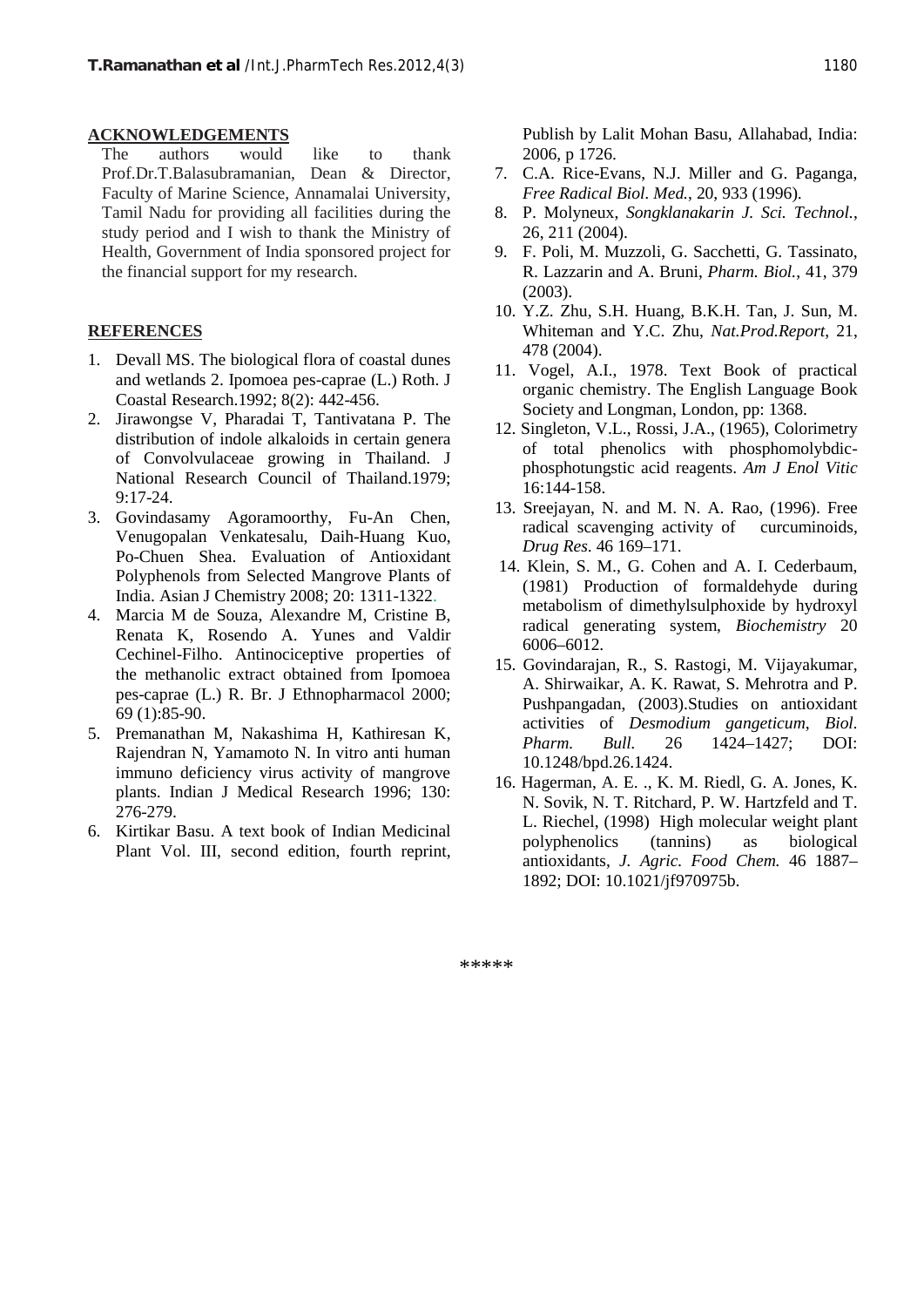## ACKNOWLEDGEMENTS

The authors would like to thank Prof.Dr.T.Balasubramanian, Dean & Director, Faculty of Marine Science, Annamalai University, Tamil Nadu for providing all facilities during the study period and I wish to thank the Ministry of Health, Government of India sponsored project for the financial support for my research.

## REFERENCES

1. Devall MS. The biological flora of coastal dunes and wetlands 2. Ipomoea pes-caprae (L.) Roth. J Coastal Research.1992; 8(2): 442-456.
2. Jirawongse V, Pharadai T, Tantivatana P. The distribution of indole alkaloids in certain genera of Convolvulaceae growing in Thailand. J National Research Council of Thailand.1979; 9:17-24.
3. Govindasamy Agoramoorthy, Fu-An Chen, Venugopalan Venkatesalu, Daih-Huang Kuo, Po-Chuen Shea. Evaluation of Antioxidant Polyphenols from Selected Mangrove Plants of India. Asian J Chemistry 2008; 20: 1311-1322.
4. Marcia M de Souza, Alexandre M, Cristine B, Renata K, Rosendo A. Yunes and Valdir Cechinel-Filho. Antinociceptive properties of the methanolic extract obtained from Ipomoea pes-caprae (L.) R. Br. J Ethnopharmacol 2000; 69 (1):85-90.
5. Premanathan M, Nakashima H, Kathiresan K, Rajendran N, Yamamoto N. In vitro anti human immuno deficiency virus activity of mangrove plants. Indian J Medical Research 1996; 130: 276-279.
6. Kirtikar Basu. A text book of Indian Medicinal Plant Vol. III, second edition, fourth reprint, Publish by Lalit Mohan Basu, Allahabad, India: 2006, p 1726.
7. C.A. Rice-Evans, N.J. Miller and G. Paganga, *Free Radical Biol. Med.*, 20, 933 (1996).
8. P. Molyneux, *Songklanakarin J. Sci. Technol.*, 26, 211 (2004).
9. F. Poli, M. Muzzoli, G. Sacchetti, G. Tassinato, R. Lazzarin and A. Bruni, *Pharm. Biol.*, 41, 379 (2003).
10. Y.Z. Zhu, S.H. Huang, B.K.H. Tan, J. Sun, M. Whiteman and Y.C. Zhu, *Nat.Prod.Report*, 21, 478 (2004).
11. Vogel, A.I., 1978. Text Book of practical organic chemistry. The English Language Book Society and Longman, London, pp: 1368.
12. Singleton, V.L., Rossi, J.A., (1965), Colorimetry of total phenolics with phosphomolybdic-phosphotungstic acid reagents. *Am J Enol Vitic* 16:144-158.
13. Sreejayan, N. and M. N. A. Rao, (1996). Free radical scavenging activity of curcuminoids, *Drug Res*. 46 169–171.
14. Klein, S. M., G. Cohen and A. I. Cederbaum, (1981) Production of formaldehyde during metabolism of dimethylsulphoxide by hydroxyl radical generating system, *Biochemistry* 20 6006–6012.
15. Govindarajan, R., S. Rastogi, M. Vijayakumar, A. Shirwaikar, A. K. Rawat, S. Mehrotra and P. Pushpangadan, (2003).Studies on antioxidant activities of *Desmodium gangeticum*, *Biol. Pharm. Bull.* 26 1424–1427; DOI: 10.1248/bpd.26.1424.
16. Hagerman, A. E. ., K. M. Riedl, G. A. Jones, K. N. Sovik, N. T. Ritchard, P. W. Hartzfeld and T. L. Riechel, (1998) High molecular weight plant polyphenolics (tannins) as biological antioxidants, *J. Agric. Food Chem.* 46 1887–1892; DOI: 10.1021/jf970975b.

*****